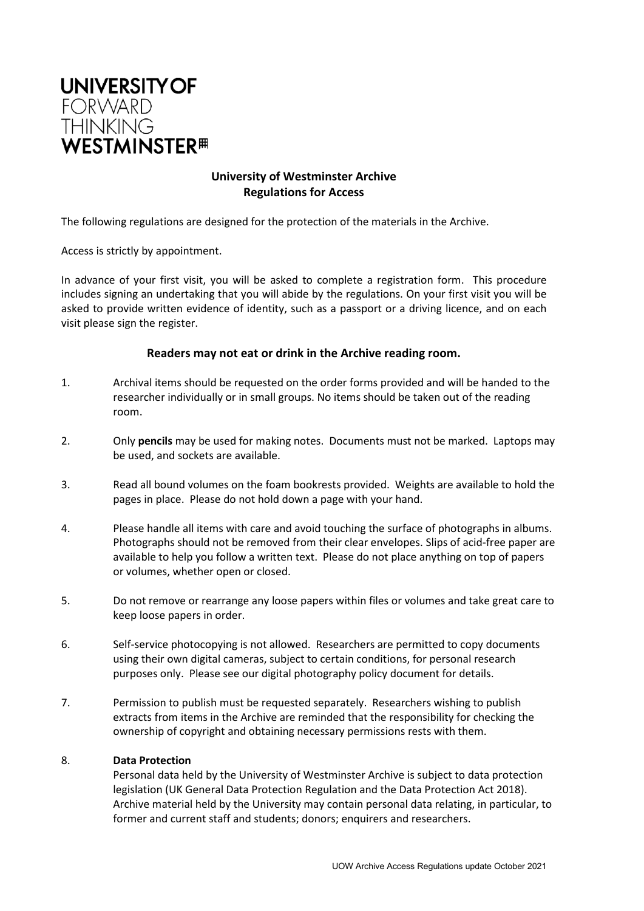UNIVERSITY OF
FORWARD
THINKING
WESTMINSTER

## University of Westminster Archive
## Regulations for Access

The following regulations are designed for the protection of the materials in the Archive.

Access is strictly by appointment.

In advance of your first visit, you will be asked to complete a registration form. This procedure includes signing an undertaking that you will abide by the regulations. On your first visit you will be asked to provide written evidence of identity, such as a passport or a driving licence, and on each visit please sign the register.

**Readers may not eat or drink in the Archive reading room.**

1. Archival items should be requested on the order forms provided and will be handed to the researcher individually or in small groups. No items should be taken out of the reading room.

2. Only **pencils** may be used for making notes. Documents must not be marked. Laptops may be used, and sockets are available.

3. Read all bound volumes on the foam bookrests provided. Weights are available to hold the pages in place. Please do not hold down a page with your hand.

4. Please handle all items with care and avoid touching the surface of photographs in albums. Photographs should not be removed from their clear envelopes. Slips of acid-free paper are available to help you follow a written text. Please do not place anything on top of papers or volumes, whether open or closed.

5. Do not remove or rearrange any loose papers within files or volumes and take great care to keep loose papers in order.

6. Self-service photocopying is not allowed. Researchers are permitted to copy documents using their own digital cameras, subject to certain conditions, for personal research purposes only. Please see our digital photography policy document for details.

7. Permission to publish must be requested separately. Researchers wishing to publish extracts from items in the Archive are reminded that the responsibility for checking the ownership of copyright and obtaining necessary permissions rests with them.

8. **Data Protection**
   Personal data held by the University of Westminster Archive is subject to data protection legislation (UK General Data Protection Regulation and the Data Protection Act 2018). Archive material held by the University may contain personal data relating, in particular, to former and current staff and students; donors; enquirers and researchers.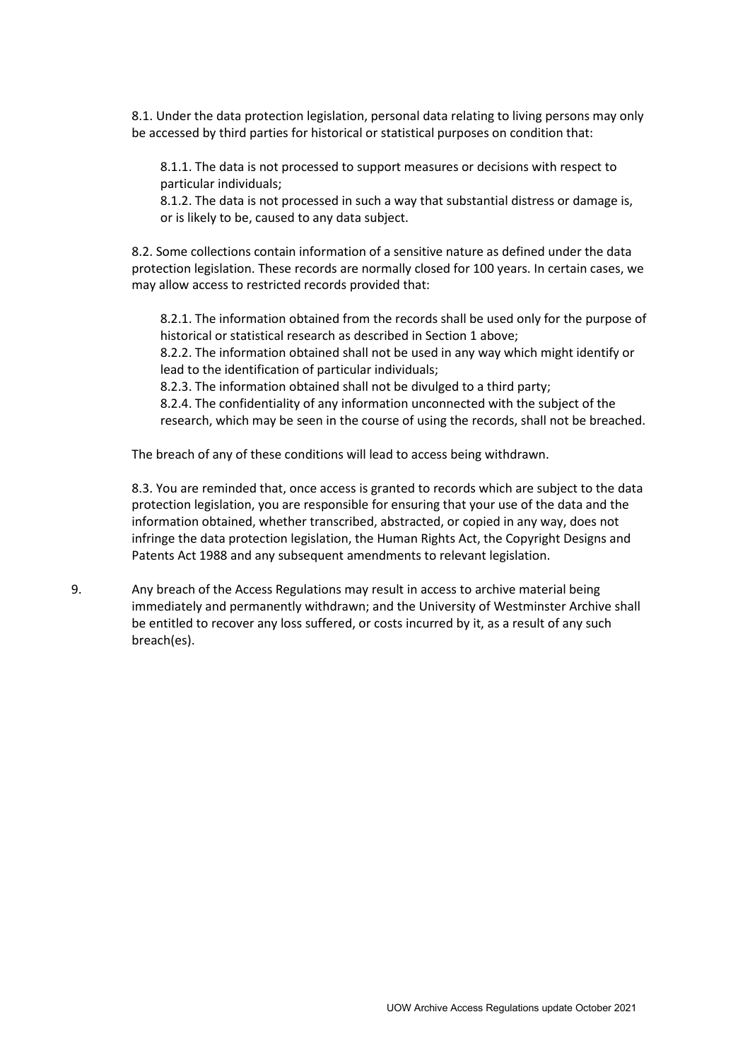8.1. Under the data protection legislation, personal data relating to living persons may only be accessed by third parties for historical or statistical purposes on condition that:

> 8.1.1. The data is not processed to support measures or decisions with respect to particular individuals;
>
> 8.1.2. The data is not processed in such a way that substantial distress or damage is, or is likely to be, caused to any data subject.

8.2. Some collections contain information of a sensitive nature as defined under the data protection legislation. These records are normally closed for 100 years. In certain cases, we may allow access to restricted records provided that:

> 8.2.1. The information obtained from the records shall be used only for the purpose of historical or statistical research as described in Section 1 above;
>
> 8.2.2. The information obtained shall not be used in any way which might identify or lead to the identification of particular individuals;
>
> 8.2.3. The information obtained shall not be divulged to a third party;
>
> 8.2.4. The confidentiality of any information unconnected with the subject of the research, which may be seen in the course of using the records, shall not be breached.

The breach of any of these conditions will lead to access being withdrawn.

8.3. You are reminded that, once access is granted to records which are subject to the data protection legislation, you are responsible for ensuring that your use of the data and the information obtained, whether transcribed, abstracted, or copied in any way, does not infringe the data protection legislation, the Human Rights Act, the Copyright Designs and Patents Act 1988 and any subsequent amendments to relevant legislation.

9. Any breach of the Access Regulations may result in access to archive material being immediately and permanently withdrawn; and the University of Westminster Archive shall be entitled to recover any loss suffered, or costs incurred by it, as a result of any such breach(es).